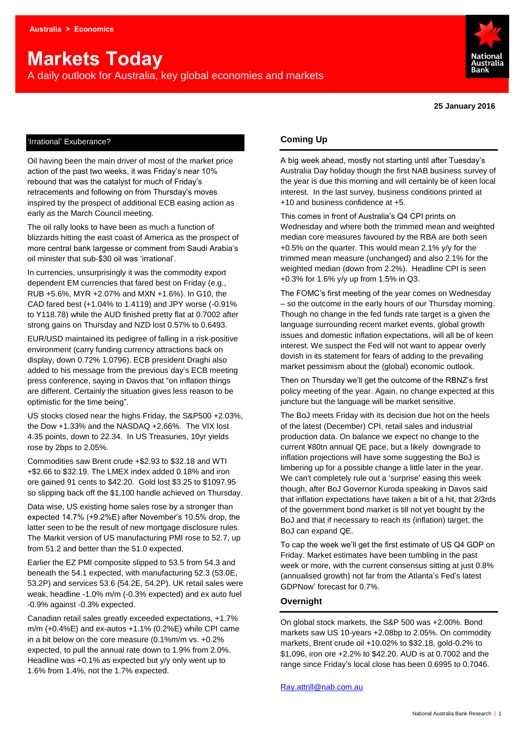Australia > Economics

# Markets Today

A daily outlook for Australia, key global economies and markets

**25 January 2016**

## 'Irrational' Exuberance?

Oil having been the main driver of most of the market price action of the past two weeks, it was Friday's near 10% rebound that was the catalyst for much of Friday's retracements and following on from Thursday's moves inspired by the prospect of additional ECB easing action as early as the March Council meeting.

The oil rally looks to have been as much a function of blizzards hitting the east coast of America as the prospect of more central bank largesse or comment from Saudi Arabia's oil minister that sub-$30 oil was 'irrational'.

In currencies, unsurprisingly it was the commodity export dependent EM currencies that fared best on Friday (e.g., RUB +5.6%, MYR +2.07% and MXN +1.6%). In G10, the CAD fared best (+1.04% to 1.4119) and JPY worse (-0.91% to Y118.78) while the AUD finished pretty flat at 0.7002 after strong gains on Thursday and NZD lost 0.57% to 0.6493.

EUR/USD maintained its pedigree of falling in a risk-positive environment (carry funding currency attractions back on display, down 0.72% 1.0796). ECB president Draghi also added to his message from the previous day's ECB meeting press conference, saying in Davos that "on inflation things are different. Certainly the situation gives less reason to be optimistic for the time being".

US stocks closed near the highs Friday, the S&P500 +2.03%, the Dow +1.33% and the NASDAQ +2.66%. The VIX lost 4.35 points, down to 22.34. In US Treasuries, 10yr yields rose by 2bps to 2.05%.

Commodities saw Brent crude +$2.93 to $32.18 and WTI +$2.66 to $32.19. The LMEX index added 0.18% and iron ore gained 91 cents to $42.20. Gold lost $3.25 to $1097.95 so slipping back off the $1,100 handle achieved on Thursday.

Data wise, US existing home sales rose by a stronger than expected 14.7% (+9.2%E) after November's 10.5% drop, the latter seen to be the result of new mortgage disclosure rules. The Markit version of US manufacturing PMI rose to 52.7, up from 51.2 and better than the 51.0 expected.

Earlier the EZ PMI composite slipped to 53.5 from 54.3 and beneath the 54.1 expected, with manufacturing 52.3 (53.0E, 53.2P) and services 53.6 (54.2E, 54.2P). UK retail sales were weak, headline -1.0% m/m (-0.3% expected) and ex auto fuel -0.9% against -0.3% expected.

Canadian retail sales greatly exceeded expectations, +1.7% m/m (+0.4%E) and ex-autos +1.1% (0.2%E) while CPI came in a bit below on the core measure (0.1%m/m vs. +0.2% expected, to pull the annual rate down to 1.9% from 2.0%. Headline was +0.1% as expected but y/y only went up to 1.6% from 1.4%, not the 1.7% expected.

## Coming Up

A big week ahead, mostly not starting until after Tuesday's Australia Day holiday though the first NAB business survey of the year is due this morning and will certainly be of keen local interest. In the last survey, business conditions printed at +10 and business confidence at +5.

This comes in front of Australia's Q4 CPI prints on Wednesday and where both the trimmed mean and weighted median core measures favoured by the RBA are both seen +0.5% on the quarter. This would mean 2.1% y/y for the trimmed mean measure (unchanged) and also 2.1% for the weighted median (down from 2.2%). Headline CPI is seen +0.3% for 1.6% y/y up from 1.5% in Q3.

The FOMC's first meeting of the year comes on Wednesday – so the outcome in the early hours of our Thursday morning. Though no change in the fed funds rate target is a given the language surrounding recent market events, global growth issues and domestic inflation expectations, will all be of keen interest. We suspect the Fed will not want to appear overly dovish in its statement for fears of adding to the prevailing market pessimism about the (global) economic outlook.

Then on Thursday we'll get the outcome of the RBNZ's first policy meeting of the year. Again, no change expected at this juncture but the language will be market sensitive.

The BoJ meets Friday with its decision due hot on the heels of the latest (December) CPI, retail sales and industrial production data. On balance we expect no change to the current ¥80tn annual QE pace, but a likely downgrade to inflation projections will have some suggesting the BoJ is limbering up for a possible change a little later in the year. We can't completely rule out a 'surprise' easing this week though, after BoJ Governor Kuroda speaking in Davos said that inflation expectations have taken a bit of a hit, that 2/3rds of the government bond market is till not yet bought by the BoJ and that if necessary to reach its (inflation) target, the BoJ can expand QE.

To cap the week we'll get the first estimate of US Q4 GDP on Friday. Market estimates have been tumbling in the past week or more, with the current consensus sitting at just 0.8% (annualised growth) not far from the Atlanta's Fed's latest GDPNow' forecast for 0.7%.

## Overnight

On global stock markets, the S&P 500 was +2.00%. Bond markets saw US 10-years +2.08bp to 2.05%. On commodity markets, Brent crude oil +10.02% to $32.18, gold-0.2% to $1,096, iron ore +2.2% to $42.20. AUD is at 0.7002 and the range since Friday's local close has been 0.6995 to 0.7046.

Ray.attrill@nab.com.au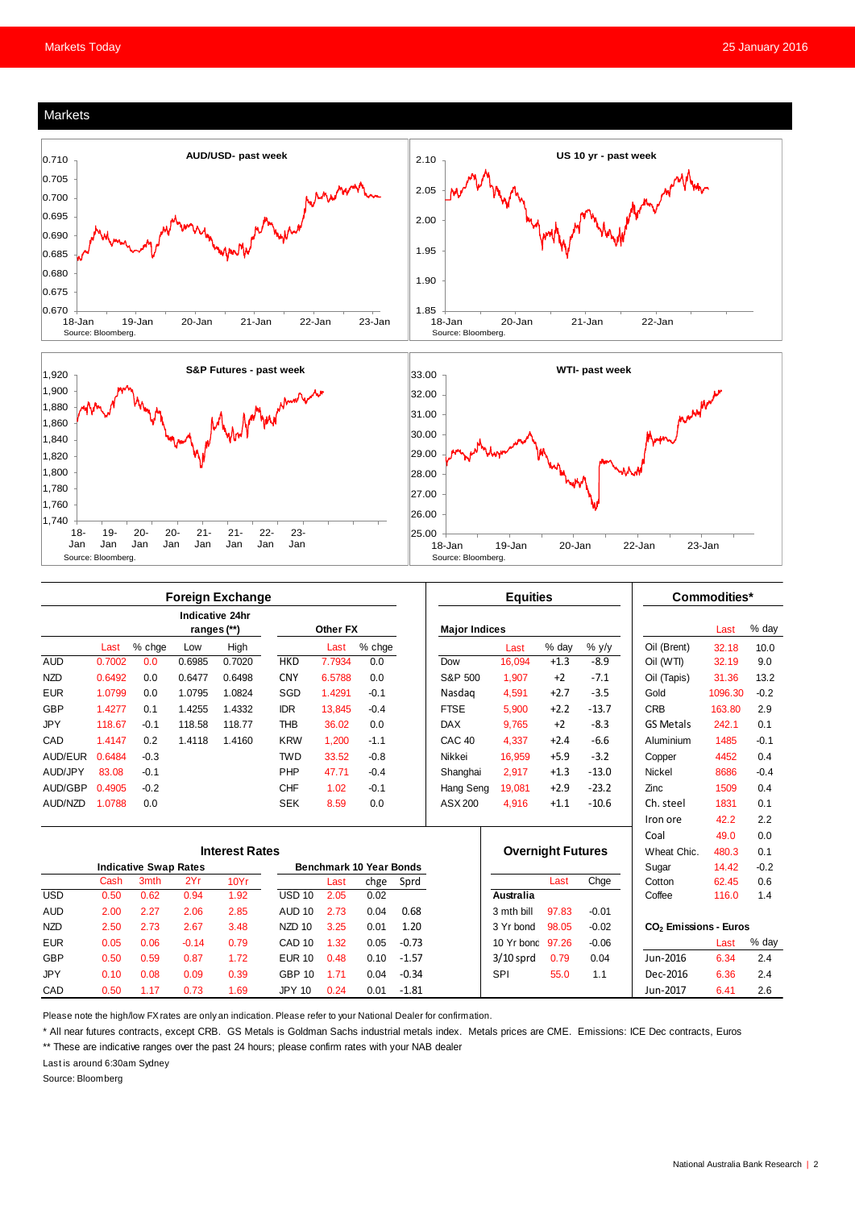## Markets

**AUD/USD- past week**

Source: Bloomberg.

**US 10 yr - past week**

Source: Bloomberg.

**S&P Futures - past week**

Source: Bloomberg.

**WTI- past week**

Source: Bloomberg.

### Foreign Exchange

| | Last | % chge | Low | High | | Last | % chge |
|---|---|---|---|---|---|---|---|
| | | | Indicative 24hr ranges (**) | | Other FX | | |
| AUD | 0.7002 | 0.0 | 0.6985 | 0.7020 | HKD | 7.7934 | 0.0 |
| NZD | 0.6492 | 0.0 | 0.6477 | 0.6498 | CNY | 6.5788 | 0.0 |
| EUR | 1.0799 | 0.0 | 1.0795 | 1.0824 | SGD | 1.4291 | -0.1 |
| GBP | 1.4277 | 0.1 | 1.4255 | 1.4332 | IDR | 13,845 | -0.4 |
| JPY | 118.67 | -0.1 | 118.58 | 118.77 | THB | 36.02 | 0.0 |
| CAD | 1.4147 | 0.2 | 1.4118 | 1.4160 | KRW | 1,200 | -1.1 |
| AUD/EUR | 0.6484 | -0.3 | | | TWD | 33.52 | -0.8 |
| AUD/JPY | 83.08 | -0.1 | | | PHP | 47.71 | -0.4 |
| AUD/GBP | 0.4905 | -0.2 | | | CHF | 1.02 | -0.1 |
| AUD/NZD | 1.0788 | 0.0 | | | SEK | 8.59 | 0.0 |

### Equities

| Major Indices | Last | % day | % y/y |
|---|---|---|---|
| Dow | 16,094 | +1.3 | -8.9 |
| S&P 500 | 1,907 | +2 | -7.1 |
| Nasdaq | 4,591 | +2.7 | -3.5 |
| FTSE | 5,900 | +2.2 | -13.7 |
| DAX | 9,765 | +2 | -8.3 |
| CAC 40 | 4,337 | +2.4 | -6.6 |
| Nikkei | 16,959 | +5.9 | -3.2 |
| Shanghai | 2,917 | +1.3 | -13.0 |
| Hang Seng | 19,081 | +2.9 | -23.2 |
| ASX 200 | 4,916 | +1.1 | -10.6 |

### Commodities*

| | Last | % day |
|---|---|---|
| Oil (Brent) | 32.18 | 10.0 |
| Oil (WTI) | 32.19 | 9.0 |
| Oil (Tapis) | 31.36 | 13.2 |
| Gold | 1096.30 | -0.2 |
| CRB | 163.80 | 2.9 |
| GS Metals | 242.1 | 0.1 |
| Aluminium | 1485 | -0.1 |
| Copper | 4452 | 0.4 |
| Nickel | 8686 | -0.4 |
| Zinc | 1509 | 0.4 |
| Ch. steel | 1831 | 0.1 |
| Iron ore | 42.2 | 2.2 |
| Coal | 49.0 | 0.0 |
| Wheat Chic. | 480.3 | 0.1 |
| Sugar | 14.42 | -0.2 |
| Cotton | 62.45 | 0.6 |
| Coffee | 116.0 | 1.4 |

### Interest Rates

| Indicative Swap Rates | Cash | 3mth | 2Yr | 10Yr | Benchmark 10 Year Bonds | Last | chge | Sprd |
|---|---|---|---|---|---|---|---|---|
| USD | 0.50 | 0.62 | 0.94 | 1.92 | USD 10 | 2.05 | 0.02 | |
| AUD | 2.00 | 2.27 | 2.06 | 2.85 | AUD 10 | 2.73 | 0.04 | 0.68 |
| NZD | 2.50 | 2.73 | 2.67 | 3.48 | NZD 10 | 3.25 | 0.01 | 1.20 |
| EUR | 0.05 | 0.06 | -0.14 | 0.79 | CAD 10 | 1.32 | 0.05 | -0.73 |
| GBP | 0.50 | 0.59 | 0.87 | 1.72 | EUR 10 | 0.48 | 0.10 | -1.57 |
| JPY | 0.10 | 0.08 | 0.09 | 0.39 | GBP 10 | 1.71 | 0.04 | -0.34 |
| CAD | 0.50 | 1.17 | 0.73 | 1.69 | JPY 10 | 0.24 | 0.01 | -1.81 |

### Overnight Futures

| | Last | Chge |
|---|---|---|
| **Australia** | | |
| 3 mth bill | 97.83 | -0.01 |
| 3 Yr bond | 98.05 | -0.02 |
| 10 Yr bond | 97.26 | -0.06 |
| 3/10 sprd | 0.79 | 0.04 |
| SPI | 55.0 | 1.1 |

### $CO_2$ Emissions - Euros

| | Last | % day |
|---|---|---|
| Jun-2016 | 6.34 | 2.4 |
| Dec-2016 | 6.36 | 2.4 |
| Jun-2017 | 6.41 | 2.6 |

Please note the high/low FX rates are only an indication. Please refer to your National Dealer for confirmation.

* All near futures contracts, except CRB. GS Metals is Goldman Sachs industrial metals index. Metals prices are CME. Emissions: ICE Dec contracts, Euros

** These are indicative ranges over the past 24 hours; please confirm rates with your NAB dealer

Last is around 6:30am Sydney

Source: Bloomberg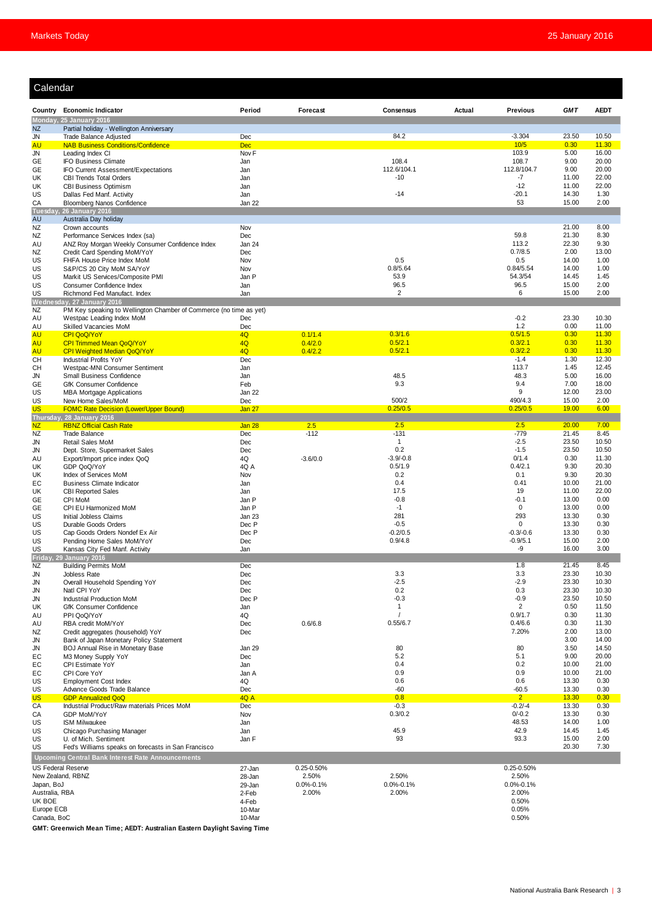## Calendar

| Country | Economic Indicator | Period | Forecast | Consensus | Actual | Previous | GMT | AEDT |
|---|---|---|---|---|---|---|---|---|
| **Monday, 25 January 2016** | | | | | | | | |
| NZ | Partial holiday - Wellington Anniversary | | | | | | | |
| JN | Trade Balance Adjusted | Dec | | 84.2 | | -3.304 | 23.50 | 10.50 |
| AU | NAB Business Conditions/Confidence | Dec | | | | 10/5 | 0.30 | 11.30 |
| JN | Leading Index CI | Nov F | | | | 103.9 | 5.00 | 16.00 |
| GE | IFO Business Climate | Jan | | 108.4 | | 108.7 | 9.00 | 20.00 |
| GE | IFO Current Assessment/Expectations | Jan | | 112.6/104.1 | | 112.8/104.7 | 9.00 | 20.00 |
| UK | CBI Trends Total Orders | Jan | | -10 | | -7 | 11.00 | 22.00 |
| UK | CBI Business Optimism | Jan | | | | -12 | 11.00 | 22.00 |
| US | Dallas Fed Manf. Activity | Jan | | -14 | | -20.1 | 14.30 | 1.30 |
| CA | Bloomberg Nanos Confidence | Jan 22 | | | | 53 | 15.00 | 2.00 |
| **Tuesday, 26 January 2016** | | | | | | | | |
| AU | Australia Day holiday | | | | | | | |
| NZ | Crown accounts | Nov | | | | | 21.00 | 8.00 |
| NZ | Performance Services Index (sa) | Dec | | | | 59.8 | 21.30 | 8.30 |
| AU | ANZ Roy Morgan Weekly Consumer Confidence Index | Jan 24 | | | | 113.2 | 22.30 | 9.30 |
| NZ | Credit Card Spending MoM/YoY | Dec | | | | 0.7/8.5 | 2.00 | 13.00 |
| US | FHFA House Price Index MoM | Nov | | 0.5 | | 0.5 | 14.00 | 1.00 |
| US | S&P/CS 20 City MoM SA/YoY | Nov | | 0.8/5.64 | | 0.84/5.54 | 14.00 | 1.00 |
| US | Markit US Services/Composite PMI | Jan P | | 53.9 | | 54.3/54 | 14.45 | 1.45 |
| US | Consumer Confidence Index | Jan | | 96.5 | | 96.5 | 15.00 | 2.00 |
| US | Richmond Fed Manufact. Index | Jan | | 2 | | 6 | 15.00 | 2.00 |
| **Wednesday, 27 January 2016** | | | | | | | | |
| NZ | PM Key speaking to Wellington Chamber of Commerce (no time as yet) | | | | | | | |
| AU | Westpac Leading Index MoM | Dec | | | | -0.2 | 23.30 | 10.30 |
| AU | Skilled Vacancies MoM | Dec | | | | 1.2 | 0.00 | 11.00 |
| AU | CPI QoQ/YoY | 4Q | 0.1/1.4 | 0.3/1.6 | | 0.5/1.5 | 0.30 | 11.30 |
| AU | CPI Trimmed Mean QoQ/YoY | 4Q | 0.4/2.0 | 0.5/2.1 | | 0.3/2.1 | 0.30 | 11.30 |
| AU | CPI Weighted Median QoQ/YoY | 4Q | 0.4/2.2 | 0.5/2.1 | | 0.3/2.2 | 0.30 | 11.30 |
| CH | Industrial Profits YoY | Dec | | | | -1.4 | 1.30 | 12.30 |
| CH | Westpac-MNI Consumer Sentiment | Jan | | | | 113.7 | 1.45 | 12.45 |
| JN | Small Business Confidence | Jan | | 48.5 | | 48.3 | 5.00 | 16.00 |
| GE | GfK Consumer Confidence | Feb | | 9.3 | | 9.4 | 7.00 | 18.00 |
| US | MBA Mortgage Applications | Jan 22 | | | | 9 | 12.00 | 23.00 |
| US | New Home Sales/MoM | Dec | | 500/2 | | 490/4.3 | 15.00 | 2.00 |
| US | FOMC Rate Decision (Lower/Upper Bound) | Jan 27 | | 0.25/0.5 | | 0.25/0.5 | 19.00 | 6.00 |
| **Thursday, 28 January 2016** | | | | | | | | |
| NZ | RBNZ Official Cash Rate | Jan 28 | 2.5 | 2.5 | | 2.5 | 20.00 | 7.00 |
| NZ | Trade Balance | Dec | -112 | -131 | | -779 | 21.45 | 8.45 |
| JN | Retail Sales MoM | Dec | | 1 | | -2.5 | 23.50 | 10.50 |
| JN | Dept. Store, Supermarket Sales | Dec | | 0.2 | | -1.5 | 23.50 | 10.50 |
| AU | Export/Import price index QoQ | 4Q | -3.6/0.0 | -3.9/-0.8 | | 0/1.4 | 0.30 | 11.30 |
| UK | GDP QoQ/YoY | 4Q A | | 0.5/1.9 | | 0.4/2.1 | 9.30 | 20.30 |
| UK | Index of Services MoM | Nov | | 0.2 | | 0.1 | 9.30 | 20.30 |
| EC | Business Climate Indicator | Jan | | 0.4 | | 0.41 | 10.00 | 21.00 |
| UK | CBI Reported Sales | Jan | | 17.5 | | 19 | 11.00 | 22.00 |
| GE | CPI MoM | Jan P | | -0.8 | | -0.1 | 13.00 | 0.00 |
| GE | CPI EU Harmonized MoM | Jan P | | -1 | | 0 | 13.00 | 0.00 |
| US | Initial Jobless Claims | Jan 23 | | 281 | | 293 | 13.30 | 0.30 |
| US | Durable Goods Orders | Dec P | | -0.5 | | 0 | 13.30 | 0.30 |
| US | Cap Goods Orders Nondef Ex Air | Dec P | | -0.2/0.5 | | -0.3/-0.6 | 13.30 | 0.30 |
| US | Pending Home Sales MoM/YoY | Dec | | 0.9/4.8 | | -0.9/5.1 | 15.00 | 2.00 |
| US | Kansas City Fed Manf. Activity | Jan | | | | -9 | 16.00 | 3.00 |
| **Friday, 29 January 2016** | | | | | | | | |
| NZ | Building Permits MoM | Dec | | | | 1.8 | 21.45 | 8.45 |
| JN | Jobless Rate | Dec | | 3.3 | | 3.3 | 23.30 | 10.30 |
| JN | Overall Household Spending YoY | Dec | | -2.5 | | -2.9 | 23.30 | 10.30 |
| JN | Natl CPI YoY | Dec | | 0.2 | | 0.3 | 23.30 | 10.30 |
| JN | Industrial Production MoM | Dec P | | -0.3 | | -0.9 | 23.50 | 10.50 |
| UK | GfK Consumer Confidence | Jan | | 1 | | 2 | 0.50 | 11.50 |
| AU | PPI QoQ/YoY | 4Q | | / | | 0.9/1.7 | 0.30 | 11.30 |
| AU | RBA credit MoM/YoY | Dec | 0.6/6.8 | 0.55/6.7 | | 0.4/6.6 | 0.30 | 11.30 |
| NZ | Credit aggregates (household) YoY | Dec | | | | 7.20% | 2.00 | 13.00 |
| JN | Bank of Japan Monetary Policy Statement | | | | | | 3.00 | 14.00 |
| JN | BOJ Annual Rise in Monetary Base | Jan 29 | | 80 | | 80 | 3.50 | 14.50 |
| EC | M3 Money Supply YoY | Dec | | 5.2 | | 5.1 | 9.00 | 20.00 |
| EC | CPI Estimate YoY | Jan | | 0.4 | | 0.2 | 10.00 | 21.00 |
| EC | CPI Core YoY | Jan A | | 0.9 | | 0.9 | 10.00 | 21.00 |
| US | Employment Cost Index | 4Q | | 0.6 | | 0.6 | 13.30 | 0.30 |
| US | Advance Goods Trade Balance | Dec | | -60 | | -60.5 | 13.30 | 0.30 |
| US | GDP Annualized QoQ | 4Q A | | 0.8 | | 2 | 13.30 | 0.30 |
| CA | Industrial Product/Raw materials Prices MoM | Dec | | -0.3 | | -0.2/-4 | 13.30 | 0.30 |
| CA | GDP MoM/YoY | Nov | | 0.3/0.2 | | 0/-0.2 | 13.30 | 0.30 |
| US | ISM Milwaukee | Jan | | | | 48.53 | 14.00 | 1.00 |
| US | Chicago Purchasing Manager | Jan | | 45.9 | | 42.9 | 14.45 | 1.45 |
| US | U. of Mich. Sentiment | Jan F | | 93 | | 93.3 | 15.00 | 2.00 |
| US | Fed's Williams speaks on forecasts in San Francisco | | | | | | 20.30 | 7.30 |

**Upcoming Central Bank Interest Rate Announcements**

| Central Bank | Date | Forecast | Consensus | Previous |
|---|---|---|---|---|
| US Federal Reserve | 27-Jan | 0.25-0.50% | | 0.25-0.50% |
| New Zealand, RBNZ | 28-Jan | 2.50% | 2.50% | 2.50% |
| Japan, BoJ | 29-Jan | 0.0%-0.1% | 0.0%-0.1% | 0.0%-0.1% |
| Australia, RBA | 2-Feb | 2.00% | 2.00% | 2.00% |
| UK BOE | 4-Feb | | | 0.50% |
| Europe ECB | 10-Mar | | | 0.05% |
| Canada, BoC | 10-Mar | | | 0.50% |

**GMT: Greenwich Mean Time; AEDT: Australian Eastern Daylight Saving Time**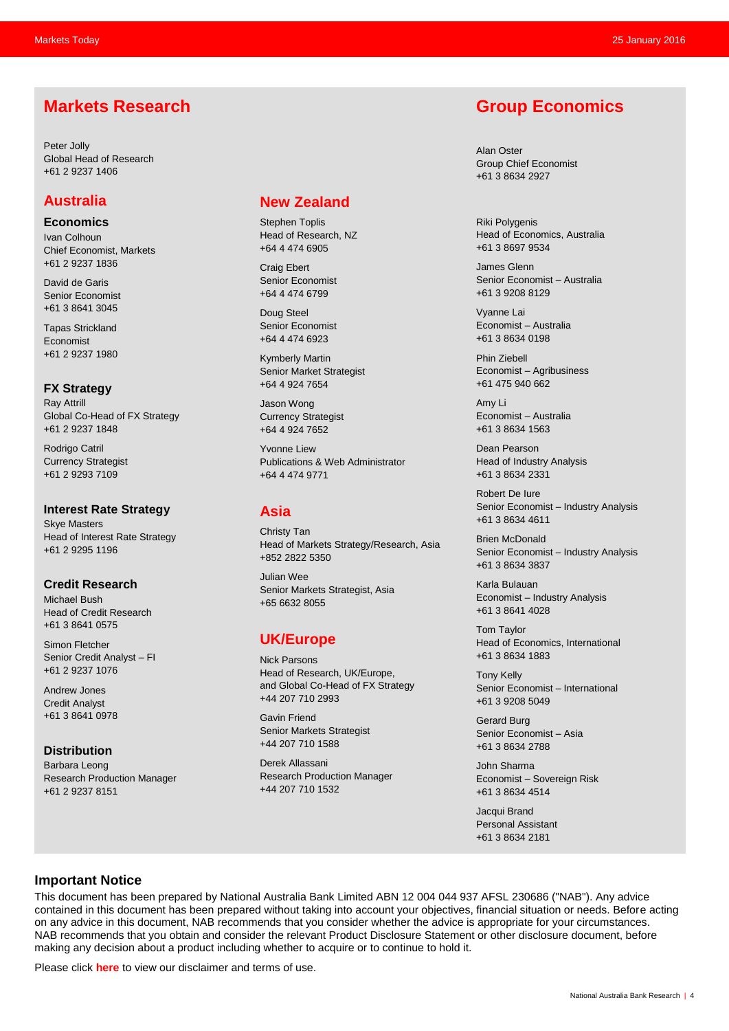## Markets Research

Peter Jolly
Global Head of Research
+61 2 9237 1406

## Australia

### Economics

Ivan Colhoun
Chief Economist, Markets
+61 2 9237 1836

David de Garis
Senior Economist
+61 3 8641 3045

Tapas Strickland
Economist
+61 2 9237 1980

### FX Strategy

Ray Attrill
Global Co-Head of FX Strategy
+61 2 9237 1848

Rodrigo Catril
Currency Strategist
+61 2 9293 7109

### Interest Rate Strategy

Skye Masters
Head of Interest Rate Strategy
+61 2 9295 1196

### Credit Research

Michael Bush
Head of Credit Research
+61 3 8641 0575

Simon Fletcher
Senior Credit Analyst – FI
+61 2 9237 1076

Andrew Jones
Credit Analyst
+61 3 8641 0978

### Distribution

Barbara Leong
Research Production Manager
+61 2 9237 8151

## New Zealand

Stephen Toplis
Head of Research, NZ
+64 4 474 6905

Craig Ebert
Senior Economist
+64 4 474 6799

Doug Steel
Senior Economist
+64 4 474 6923

Kymberly Martin
Senior Market Strategist
+64 4 924 7654

Jason Wong
Currency Strategist
+64 4 924 7652

Yvonne Liew
Publications & Web Administrator
+64 4 474 9771

## Asia

Christy Tan
Head of Markets Strategy/Research, Asia
+852 2822 5350

Julian Wee
Senior Markets Strategist, Asia
+65 6632 8055

## UK/Europe

Nick Parsons
Head of Research, UK/Europe,
and Global Co-Head of FX Strategy
+44 207 710 2993

Gavin Friend
Senior Markets Strategist
+44 207 710 1588

Derek Allassani
Research Production Manager
+44 207 710 1532

## Group Economics

Alan Oster
Group Chief Economist
+61 3 8634 2927

Riki Polygenis
Head of Economics, Australia
+61 3 8697 9534

James Glenn
Senior Economist – Australia
+61 3 9208 8129

Vyanne Lai
Economist – Australia
+61 3 8634 0198

Phin Ziebell
Economist – Agribusiness
+61 475 940 662

Amy Li
Economist – Australia
+61 3 8634 1563

Dean Pearson
Head of Industry Analysis
+61 3 8634 2331

Robert De Iure
Senior Economist – Industry Analysis
+61 3 8634 4611

Brien McDonald
Senior Economist – Industry Analysis
+61 3 8634 3837

Karla Bulauan
Economist – Industry Analysis
+61 3 8641 4028

Tom Taylor
Head of Economics, International
+61 3 8634 1883

Tony Kelly
Senior Economist – International
+61 3 9208 5049

Gerard Burg
Senior Economist – Asia
+61 3 8634 2788

John Sharma
Economist – Sovereign Risk
+61 3 8634 4514

Jacqui Brand
Personal Assistant
+61 3 8634 2181

### Important Notice

This document has been prepared by National Australia Bank Limited ABN 12 004 044 937 AFSL 230686 ("NAB"). Any advice contained in this document has been prepared without taking into account your objectives, financial situation or needs. Before acting on any advice in this document, NAB recommends that you consider whether the advice is appropriate for your circumstances. NAB recommends that you obtain and consider the relevant Product Disclosure Statement or other disclosure document, before making any decision about a product including whether to acquire or to continue to hold it.

Please click **here** to view our disclaimer and terms of use.